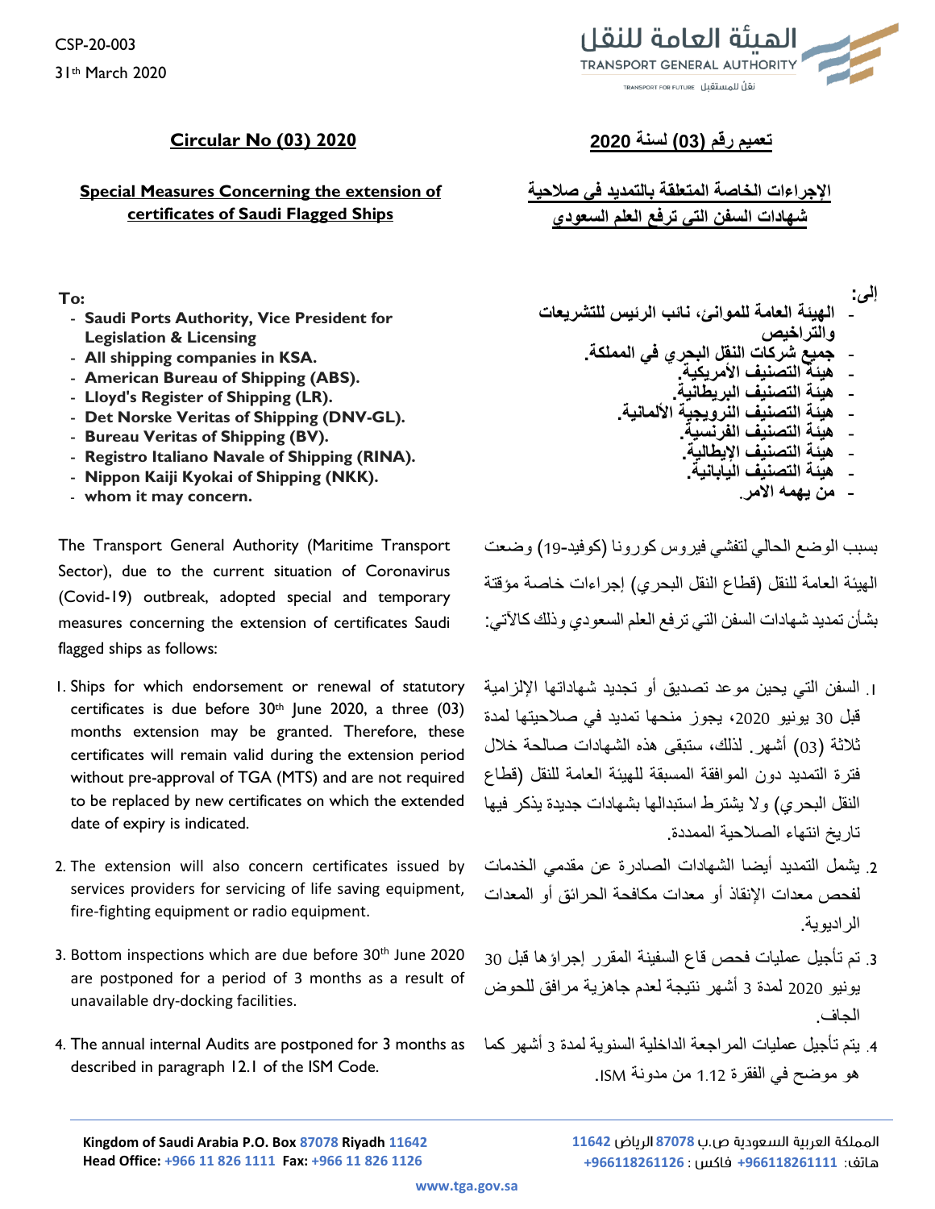CSP-20-003

31th March 2020

## Circular No (03) 2020

### Special Measures Concerning the extension of certificates of Saudi Flagged Ships

**To:**

- **Saudi Ports Authority, Vice President for Legislation & Licensing**
- **All shipping companies in KSA.**
- **American Bureau of Shipping (ABS).**
- **Lloyd's Register of Shipping (LR).**
- **Det Norske Veritas of Shipping (DNV-GL).**
- **Bureau Veritas of Shipping (BV).**
- **Registro Italiano Navale of Shipping (RINA).**
- **Nippon Kaiji Kyokai of Shipping (NKK).**
- **whom it may concern.**

The Transport General Authority (Maritime Transport Sector), due to the current situation of Coronavirus (Covid-19) outbreak, adopted special and temporary measures concerning the extension of certificates Saudi flagged ships as follows:

1. Ships for which endorsement or renewal of statutory certificates is due before 30th June 2020, a three (03) months extension may be granted. Therefore, these certificates will remain valid during the extension period without pre-approval of TGA (MTS) and are not required to be replaced by new certificates on which the extended date of expiry is indicated.
2. The extension will also concern certificates issued by services providers for servicing of life saving equipment, fire-fighting equipment or radio equipment.
3. Bottom inspections which are due before 30th June 2020 are postponed for a period of 3 months as a result of unavailable dry-docking facilities.
4. The annual internal Audits are postponed for 3 months as described in paragraph 12.1 of the ISM Code.

## تعميم رقم (03) لسنة 2020

### الإجراءات الخاصة المتعلقة بالتمديد في صلاحية شهادات السفن التي ترفع العلم السعودي

**إلى:**

- **الهيئة العامة للموانئ، نائب الرئيس للتشريعات والتراخيص**
- **جميع شركات النقل البحري في المملكة.**
- **هيئة التصنيف الأمريكية.**
- **هيئة التصنيف البريطانية.**
- **هيئة التصنيف النرويجية الألمانية.**
- **هيئة التصنيف الفرنسية.**
- **هيئة التصنيف الإيطالية.**
- **هيئة التصنيف اليابانية.**
- **من يهمه الامر.**

بسبب الوضع الحالي لتفشي فيروس كورونا (كوفيد-19) وضعت الهيئة العامة للنقل (قطاع النقل البحري) إجراءات خاصة مؤقتة بشأن تمديد شهادات السفن التي ترفع العلم السعودي وذلك كالآتي:

1. السفن التي يحين موعد تصديق أو تجديد شهاداتها الإلزامية قبل 30 يونيو 2020، يجوز منحها تمديد في صلاحيتها لمدة ثلاثة (03) أشهر. لذلك، ستبقى هذه الشهادات صالحة خلال فترة التمديد دون الموافقة المسبقة للهيئة العامة للنقل (قطاع النقل البحري) ولا يشترط استبدالها بشهادات جديدة يذكر فيها تاريخ انتهاء الصلاحية الممددة.
2. يشمل التمديد أيضا الشهادات الصادرة عن مقدمي الخدمات لفحص معدات الإنقاذ أو معدات مكافحة الحرائق أو المعدات الراديوية.
3. تم تأجيل عمليات فحص قاع السفينة المقرر إجراؤها قبل 30 يونيو 2020 لمدة 3 أشهر نتيجة لعدم جاهزية مرافق للحوض الجاف.
4. يتم تأجيل عمليات المراجعة الداخلية السنوية لمدة 3 أشهر كما هو موضح في الفقرة 1.12 من مدونة ISM.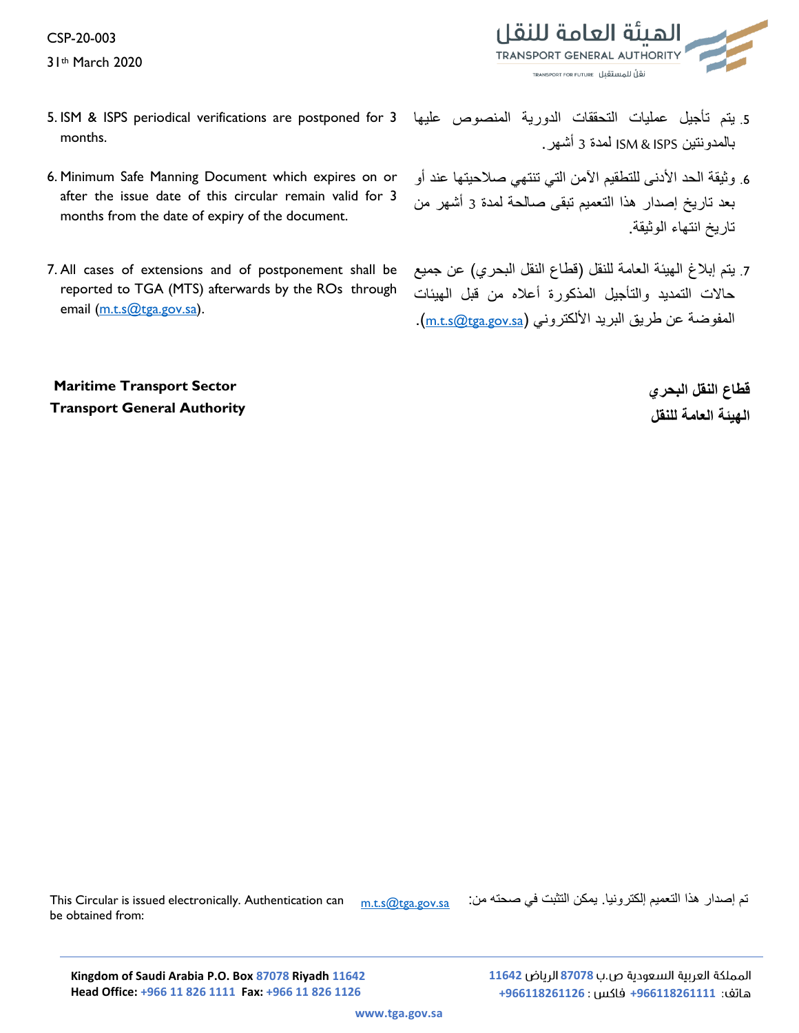CSP-20-003

31th March 2020

5. ISM & ISPS periodical verifications are postponed for 3 months.

6. Minimum Safe Manning Document which expires on or after the issue date of this circular remain valid for 3 months from the date of expiry of the document.

7. All cases of extensions and of postponement shall be reported to TGA (MTS) afterwards by the ROs through email (m.t.s@tga.gov.sa).

.5 يتم تأجيل عمليات التحققات الدورية المنصوص عليها بالمدونتين ISM & ISPS لمدة 3 أشهر.

.6 وثيقة الحد الأدنى للتطقيم الآمن التي تنتهي صلاحيتها عند أو بعد تاريخ إصدار هذا التعميم تبقى صالحة لمدة 3 أشهر من تاريخ انتهاء الوثيقة.

.7 يتم إبلاغ الهيئة العامة للنقل (قطاع النقل البحري) عن جميع حالات التمديد والتأجيل المذكورة أعلاه من قبل الهيئات المفوضة عن طريق البريد الألكتروني (m.t.s@tga.gov.sa).

**Maritime Transport Sector**
**Transport General Authority**

**قطاع النقل البحري**
**الهيئة العامة للنقل**

This Circular is issued electronically. Authentication can be obtained from: m.t.s@tga.gov.sa

تم إصدار هذا التعميم إلكترونيا. يمكن التثبت في صحته من:

**Kingdom of Saudi Arabia P.O. Box 87078 Riyadh 11642**
**Head Office: +966 11 826 1111 Fax: +966 11 826 1126**

المملكة العربية السعودية ص.ب 87078 الرياض 11642
هاتف: +966118261111 فاكس: +966118261126

www.tga.gov.sa